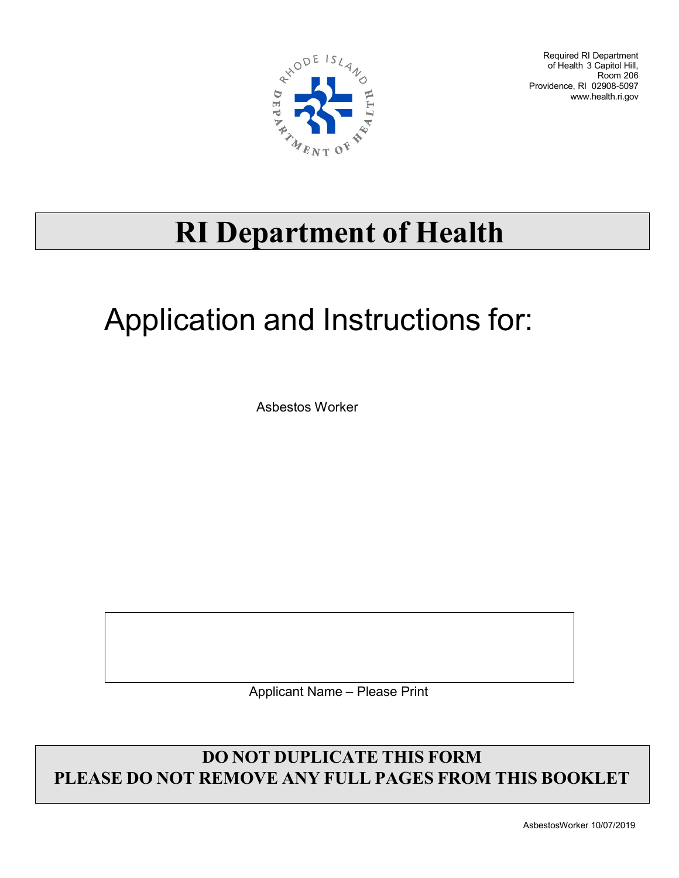Required RI Department of Health 3 Capitol Hill, Room 206
Providence, RI 02908-5097
www.health.ri.gov

# RI Department of Health

## Application and Instructions for:

Asbestos Worker

Applicant Name – Please Print

**DO NOT DUPLICATE THIS FORM**
**PLEASE DO NOT REMOVE ANY FULL PAGES FROM THIS BOOKLET**

AsbestosWorker 10/07/2019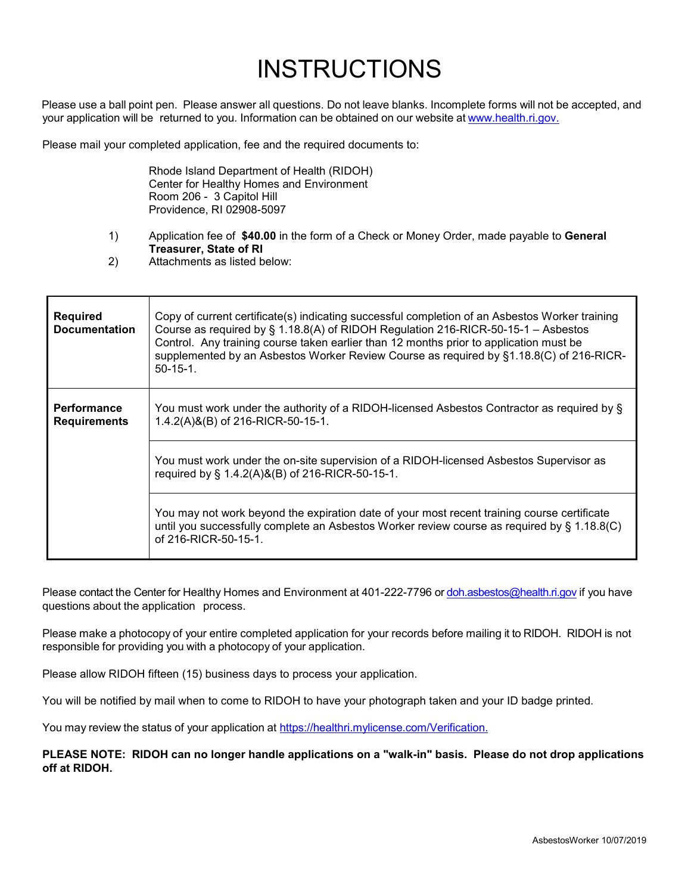# INSTRUCTIONS

Please use a ball point pen. Please answer all questions. Do not leave blanks. Incomplete forms will not be accepted, and your application will be returned to you. Information can be obtained on our website at [www.health.ri.gov.](http://www.health.ri.gov)

Please mail your completed application, fee and the required documents to:

> Rhode Island Department of Health (RIDOH)
> Center for Healthy Homes and Environment
> Room 206 - 3 Capitol Hill
> Providence, RI 02908-5097

1) Application fee of **$40.00** in the form of a Check or Money Order, made payable to **General Treasurer, State of RI**
2) Attachments as listed below:

| | |
|---|---|
| **Required Documentation** | Copy of current certificate(s) indicating successful completion of an Asbestos Worker training Course as required by § 1.18.8(A) of RIDOH Regulation 216-RICR-50-15-1 – Asbestos Control. Any training course taken earlier than 12 months prior to application must be supplemented by an Asbestos Worker Review Course as required by §1.18.8(C) of 216-RICR-50-15-1. |
| **Performance Requirements** | You must work under the authority of a RIDOH-licensed Asbestos Contractor as required by § 1.4.2(A)&(B) of 216-RICR-50-15-1. |
| | You must work under the on-site supervision of a RIDOH-licensed Asbestos Supervisor as required by § 1.4.2(A)&(B) of 216-RICR-50-15-1. |
| | You may not work beyond the expiration date of your most recent training course certificate until you successfully complete an Asbestos Worker review course as required by § 1.18.8(C) of 216-RICR-50-15-1. |

Please contact the Center for Healthy Homes and Environment at 401-222-7796 or [doh.asbestos@health.ri.gov](mailto:doh.asbestos@health.ri.gov) if you have questions about the application process.

Please make a photocopy of your entire completed application for your records before mailing it to RIDOH. RIDOH is not responsible for providing you with a photocopy of your application.

Please allow RIDOH fifteen (15) business days to process your application.

You will be notified by mail when to come to RIDOH to have your photograph taken and your ID badge printed.

You may review the status of your application at [https://healthri.mylicense.com/Verification.](https://healthri.mylicense.com/Verification)

**PLEASE NOTE: RIDOH can no longer handle applications on a "walk-in" basis. Please do not drop applications off at RIDOH.**

AsbestosWorker 10/07/2019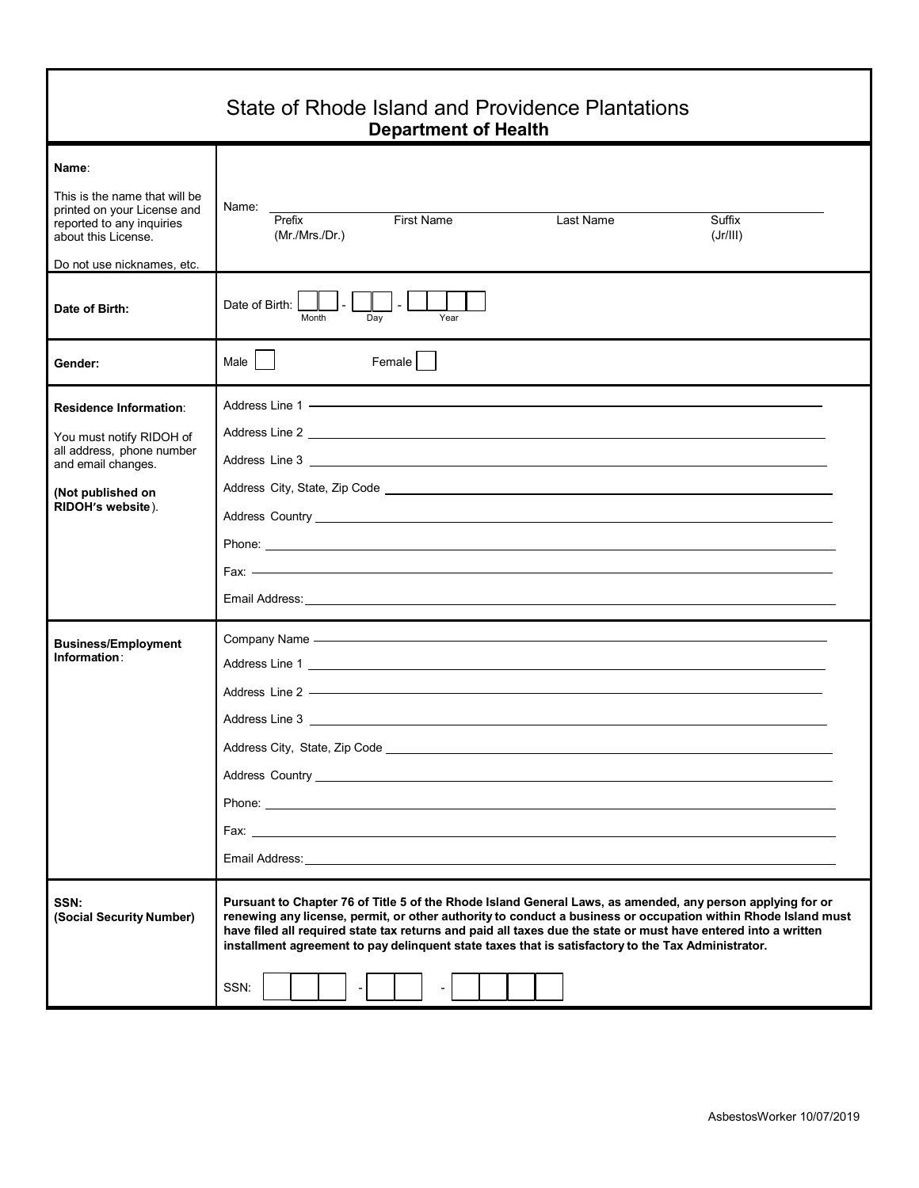# State of Rhode Island and Providence Plantations

## Department of Health

| | |
|---|---|
| **Name**:<br><br>This is the name that will be printed on your License and reported to any inquiries about this License.<br><br>Do not use nicknames, etc. | Name: ______________________________________________<br>Prefix (Mr./Mrs./Dr.) First Name Last Name Suffix (Jr/III) |
| **Date of Birth:** | Date of Birth: ☐☐ - ☐☐ - ☐☐☐☐<br>Month Day Year |
| **Gender:** | Male ☐ Female ☐ |
| **Residence Information**:<br><br>You must notify RIDOH of all address, phone number and email changes.<br><br>**(Not published on RIDOH's website**). | Address Line 1 ______________________<br>Address Line 2 ______________________<br>Address Line 3 ______________________<br>Address City, State, Zip Code ______________________<br>Address Country ______________________<br>Phone: ______________________<br>Fax: ______________________<br>Email Address: ______________________ |
| **Business/Employment Information**: | Company Name ______________________<br>Address Line 1 ______________________<br>Address Line 2 ______________________<br>Address Line 3 ______________________<br>Address City, State, Zip Code ______________________<br>Address Country ______________________<br>Phone: ______________________<br>Fax: ______________________<br>Email Address: ______________________ |
| **SSN:**<br>**(Social Security Number)** | **Pursuant to Chapter 76 of Title 5 of the Rhode Island General Laws, as amended, any person applying for or renewing any license, permit, or other authority to conduct a business or occupation within Rhode Island must have filed all required state tax returns and paid all taxes due the state or must have entered into a written installment agreement to pay delinquent state taxes that is satisfactory to the Tax Administrator.**<br><br>SSN: ☐☐☐ - ☐☐ - ☐☐☐☐ |

AsbestosWorker 10/07/2019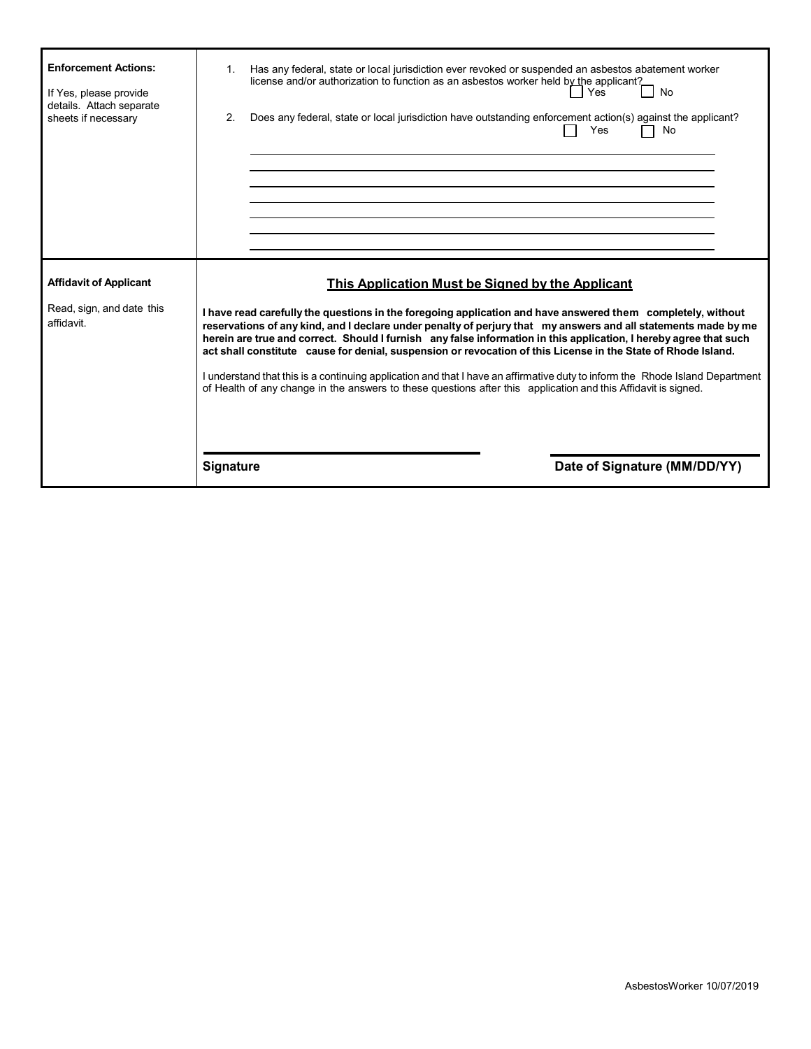| | |
|---|---|
| **Enforcement Actions:**<br><br>If Yes, please provide details. Attach separate sheets if necessary | 1. Has any federal, state or local jurisdiction ever revoked or suspended an asbestos abatement worker license and/or authorization to function as an asbestos worker held by the applicant? ☐ Yes ☐ No<br><br>2. Does any federal, state or local jurisdiction have outstanding enforcement action(s) against the applicant? ☐ Yes ☐ No<br><br>\_\_\_\_\_\_\_\_\_\_\_\_\_\_\_\_\_\_\_\_\_\_\_\_\_\_\_\_\_\_\_\_\_\_\_\_\_\_\_\_<br>\_\_\_\_\_\_\_\_\_\_\_\_\_\_\_\_\_\_\_\_\_\_\_\_\_\_\_\_\_\_\_\_\_\_\_\_\_\_\_\_<br>\_\_\_\_\_\_\_\_\_\_\_\_\_\_\_\_\_\_\_\_\_\_\_\_\_\_\_\_\_\_\_\_\_\_\_\_\_\_\_\_<br>\_\_\_\_\_\_\_\_\_\_\_\_\_\_\_\_\_\_\_\_\_\_\_\_\_\_\_\_\_\_\_\_\_\_\_\_\_\_\_\_<br>\_\_\_\_\_\_\_\_\_\_\_\_\_\_\_\_\_\_\_\_\_\_\_\_\_\_\_\_\_\_\_\_\_\_\_\_\_\_\_\_<br>\_\_\_\_\_\_\_\_\_\_\_\_\_\_\_\_\_\_\_\_\_\_\_\_\_\_\_\_\_\_\_\_\_\_\_\_\_\_\_\_<br>\_\_\_\_\_\_\_\_\_\_\_\_\_\_\_\_\_\_\_\_\_\_\_\_\_\_\_\_\_\_\_\_\_\_\_\_\_\_\_\_ |
| **Affidavit of Applicant**<br><br>Read, sign, and date this affidavit. | **<u>This Application Must be Signed by the Applicant</u>**<br><br>**I have read carefully the questions in the foregoing application and have answered them completely, without reservations of any kind, and I declare under penalty of perjury that my answers and all statements made by me herein are true and correct. Should I furnish any false information in this application, I hereby agree that such act shall constitute cause for denial, suspension or revocation of this License in the State of Rhode Island.**<br><br>I understand that this is a continuing application and that I have an affirmative duty to inform the Rhode Island Department of Health of any change in the answers to these questions after this application and this Affidavit is signed.<br><br>\_\_\_\_\_\_\_\_\_\_\_\_\_\_\_\_\_\_\_\_\_\_\_\_ \_\_\_\_\_\_\_\_\_\_\_\_\_\_\_\_\_\_\_\_\_\_\_\_<br>**Signature** **Date of Signature (MM/DD/YY)** |

AsbestosWorker 10/07/2019